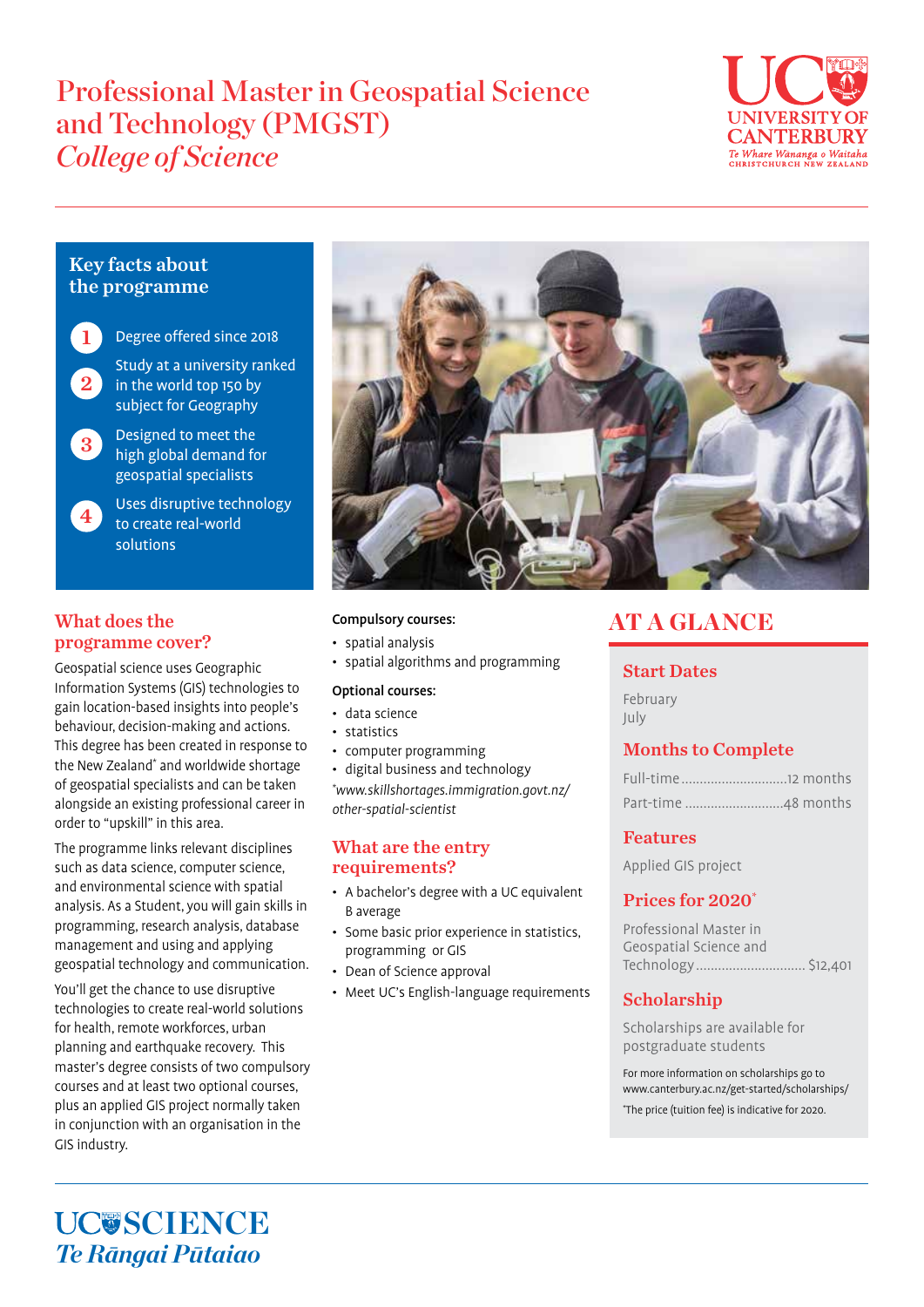# Professional Master in Geospatial Science and Technology (PMGST)

## *College of Science*

UNIVERSITY OF CANTERBURY
*Te Whare Wānanga o Waitaha*
CHRISTCHURCH NEW ZEALAND

### Key facts about the programme

1. Degree offered since 2018
2. Study at a university ranked in the world top 150 by subject for Geography
3. Designed to meet the high global demand for geospatial specialists
4. Uses disruptive technology to create real-world solutions

### What does the programme cover?

Geospatial science uses Geographic Information Systems (GIS) technologies to gain location-based insights into people's behaviour, decision-making and actions. This degree has been created in response to the New Zealand* and worldwide shortage of geospatial specialists and can be taken alongside an existing professional career in order to "upskill" in this area.

The programme links relevant disciplines such as data science, computer science, and environmental science with spatial analysis. As a Student, you will gain skills in programming, research analysis, database management and using and applying geospatial technology and communication.

You'll get the chance to use disruptive technologies to create real-world solutions for health, remote workforces, urban planning and earthquake recovery. This master's degree consists of two compulsory courses and at least two optional courses, plus an applied GIS project normally taken in conjunction with an organisation in the GIS industry.

**Compulsory courses:**

- spatial analysis
- spatial algorithms and programming

**Optional courses:**

- data science
- statistics
- computer programming
- digital business and technology

*\*www.skillshortages.immigration.govt.nz/other-spatial-scientist*

### What are the entry requirements?

- A bachelor's degree with a UC equivalent B average
- Some basic prior experience in statistics, programming or GIS
- Dean of Science approval
- Meet UC's English-language requirements

## AT A GLANCE

### Start Dates

February
July

### Months to Complete

Full-time ............................12 months
Part-time ...........................48 months

### Features

Applied GIS project

### Prices for 2020*

Professional Master in Geospatial Science and Technology ............................. $12,401

### Scholarship

Scholarships are available for postgraduate students

For more information on scholarships go to www.canterbury.ac.nz/get-started/scholarships/

*The price (tuition fee) is indicative for 2020.

UC SCIENCE
*Te Rāngai Pūtaiao*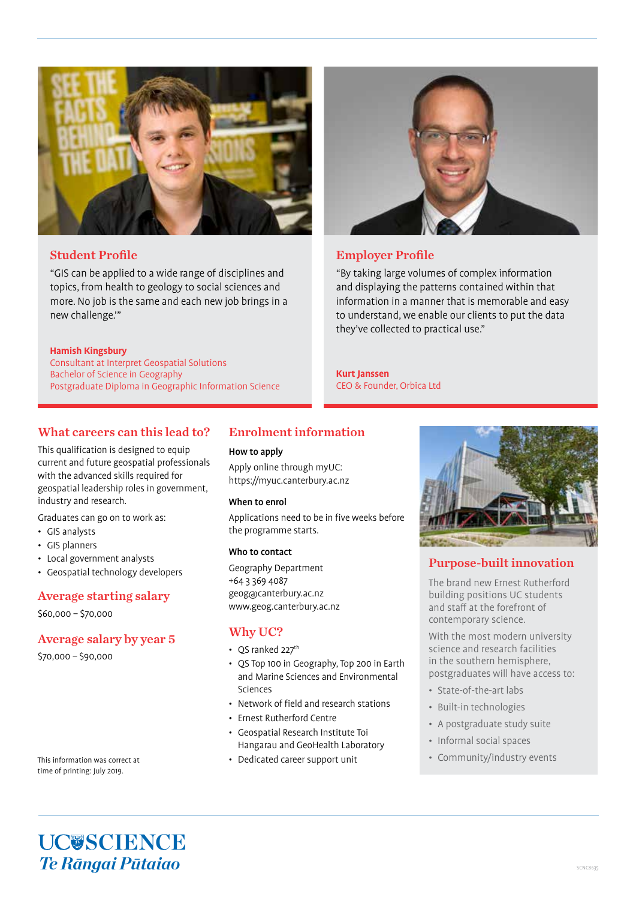## Student Profile

"GIS can be applied to a wide range of disciplines and topics, from health to geology to social sciences and more. No job is the same and each new job brings in a new challenge.'"

**Hamish Kingsbury**
Consultant at Interpret Geospatial Solutions
Bachelor of Science in Geography
Postgraduate Diploma in Geographic Information Science

## Employer Profile

"By taking large volumes of complex information and displaying the patterns contained within that information in a manner that is memorable and easy to understand, we enable our clients to put the data they've collected to practical use."

**Kurt Janssen**
CEO & Founder, Orbica Ltd

## What careers can this lead to?

This qualification is designed to equip current and future geospatial professionals with the advanced skills required for geospatial leadership roles in government, industry and research.

Graduates can go on to work as:

- GIS analysts
- GIS planners
- Local government analysts
- Geospatial technology developers

## Average starting salary

$60,000 – $70,000

## Average salary by year 5

$70,000 – $90,000

This information was correct at time of printing: July 2019.

## Enrolment information

**How to apply**

Apply online through myUC: https://myuc.canterbury.ac.nz

**When to enrol**

Applications need to be in five weeks before the programme starts.

**Who to contact**

Geography Department
+64 3 369 4087
geog@canterbury.ac.nz
www.geog.canterbury.ac.nz

## Why UC?

- QS ranked 227th
- QS Top 100 in Geography, Top 200 in Earth and Marine Sciences and Environmental Sciences
- Network of field and research stations
- Ernest Rutherford Centre
- Geospatial Research Institute Toi Hangarau and GeoHealth Laboratory
- Dedicated career support unit

## Purpose-built innovation

The brand new Ernest Rutherford building positions UC students and staff at the forefront of contemporary science.

With the most modern university science and research facilities in the southern hemisphere, postgraduates will have access to:

- State-of-the-art labs
- Built-in technologies
- A postgraduate study suite
- Informal social spaces
- Community/industry events

UC SCIENCE
*Te Rāngai Pūtaiao*

SCNC8635